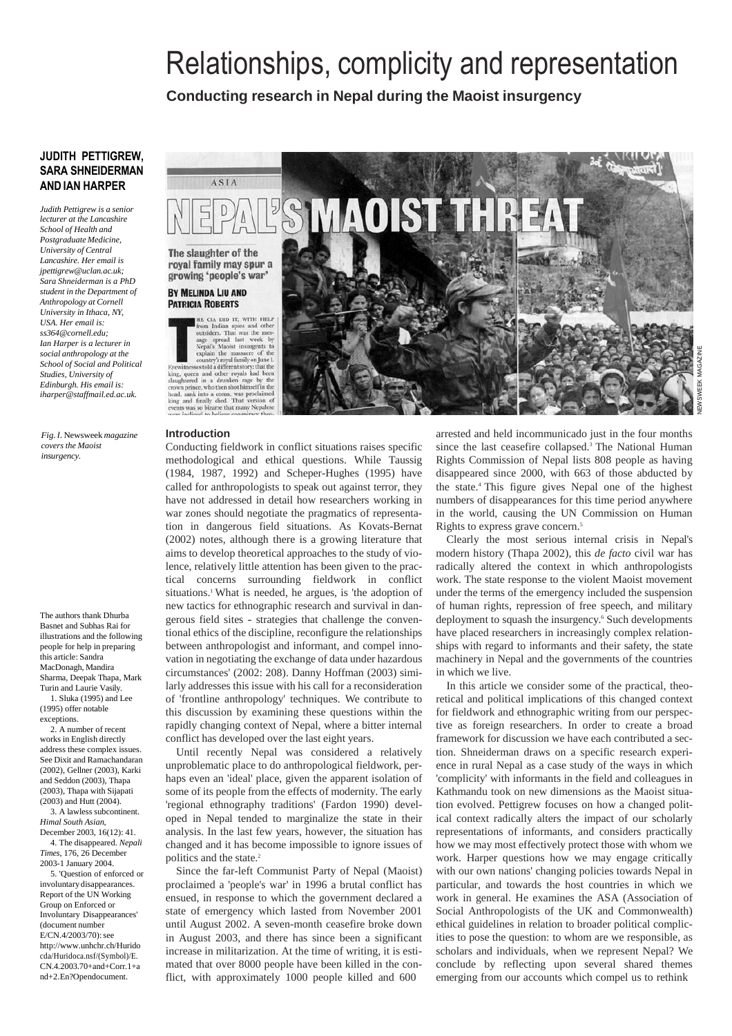# Relationships, complicity and representation

**Conducting research in Nepal during the Maoist insurgency**

**JUDITH PETTIGREW, SARA SHNEIDERMAN AND IAN HARPER**

*Judith Pettigrew is a senior lecturer at the Lancashire School of Health and Postgraduate Medicine, University of Central Lancashire. Her email is jpettigrew@uclan.ac.uk; Sara Shneiderman is a PhD student in the Department of Anthropology at Cornell University in Ithaca, NY, USA. Her email is: ss364@cornell.edu; Ian Harper is a lecturer in social anthropology at the School of Social and Political Studies, University of Edinburgh. His email is: iharper@staffmail.ed.ac.uk.*

*Fig. l.* Newsweek *magazine covers the Maoist insurgency.*

The authors thank Dhurba Basnet and Subhas Rai for illustrations and the following people for help in preparing this article: Sandra MacDonagh, Mandira Sharma, Deepak Thapa, Mark Turin and Laurie Vasily.

1. Sluka (1995) and Lee (1995) offer notable exceptions.

2. A number of recent works in English directly address these complex issues. See Dixit and Ramachandaran (2002), Gellner (2003), Karki and Seddon (2003), Thapa (2003), Thapa with Sijapati (2003) and Hutt (2004).

3. A lawless subcontinent. *Himal South Asian*, December 2003, 16(12): 41.

4. The disappeared. *Nepali Times*, 176, 26 December 2003-1 January 2004.

5. 'Question of enforced or involuntary disappearances. Report of the UN Working Group on Enforced or Involuntary Disappearances' (document number E/CN.4/2003/70): see http://www.unhchr.ch/Huridocda/Huridoca.nsf/(Symbol)/E.CN.4.2003.70+and+Corr.1+and+2.En?Opendocument.

## Introduction

Conducting fieldwork in conflict situations raises specific methodological and ethical questions. While Taussig (1984, 1987, 1992) and Scheper-Hughes (1995) have called for anthropologists to speak out against terror, they have not addressed in detail how researchers working in war zones should negotiate the pragmatics of representation in dangerous field situations. As Kovats-Bernat (2002) notes, although there is a growing literature that aims to develop theoretical approaches to the study of violence, relatively little attention has been given to the practical concerns surrounding fieldwork in conflict situations.[1] What is needed, he argues, is 'the adoption of new tactics for ethnographic research and survival in dangerous field sites - strategies that challenge the conventional ethics of the discipline, reconfigure the relationships between anthropologist and informant, and compel innovation in negotiating the exchange of data under hazardous circumstances' (2002: 208). Danny Hoffman (2003) similarly addresses this issue with his call for a reconsideration of 'frontline anthropology' techniques. We contribute to this discussion by examining these questions within the rapidly changing context of Nepal, where a bitter internal conflict has developed over the last eight years.

Until recently Nepal was considered a relatively unproblematic place to do anthropological fieldwork, perhaps even an 'ideal' place, given the apparent isolation of some of its people from the effects of modernity. The early 'regional ethnography traditions' (Fardon 1990) developed in Nepal tended to marginalize the state in their analysis. In the last few years, however, the situation has changed and it has become impossible to ignore issues of politics and the state.[2]

Since the far-left Communist Party of Nepal (Maoist) proclaimed a 'people's war' in 1996 a brutal conflict has ensued, in response to which the government declared a state of emergency which lasted from November 2001 until August 2002. A seven-month ceasefire broke down in August 2003, and there has since been a significant increase in militarization. At the time of writing, it is estimated that over 8000 people have been killed in the conflict, with approximately 1000 people killed and 600 arrested and held incommunicado just in the four months since the last ceasefire collapsed.[3] The National Human Rights Commission of Nepal lists 808 people as having disappeared since 2000, with 663 of those abducted by the state.[4] This figure gives Nepal one of the highest numbers of disappearances for this time period anywhere in the world, causing the UN Commission on Human Rights to express grave concern.[5]

Clearly the most serious internal crisis in Nepal's modern history (Thapa 2002), this *de facto* civil war has radically altered the context in which anthropologists work. The state response to the violent Maoist movement under the terms of the emergency included the suspension of human rights, repression of free speech, and military deployment to squash the insurgency.[6] Such developments have placed researchers in increasingly complex relationships with regard to informants and their safety, the state machinery in Nepal and the governments of the countries in which we live.

In this article we consider some of the practical, theoretical and political implications of this changed context for fieldwork and ethnographic writing from our perspective as foreign researchers. In order to create a broad framework for discussion we have each contributed a section. Shneiderman draws on a specific research experience in rural Nepal as a case study of the ways in which 'complicity' with informants in the field and colleagues in Kathmandu took on new dimensions as the Maoist situation evolved. Pettigrew focuses on how a changed political context radically alters the impact of our scholarly representations of informants, and considers practically how we may most effectively protect those with whom we work. Harper questions how we may engage critically with our own nations' changing policies towards Nepal in particular, and towards the host countries in which we work in general. He examines the ASA (Association of Social Anthropologists of the UK and Commonwealth) ethical guidelines in relation to broader political complicities to pose the question: to whom are we responsible, as scholars and individuals, when we represent Nepal? We conclude by reflecting upon several shared themes emerging from our accounts which compel us to rethink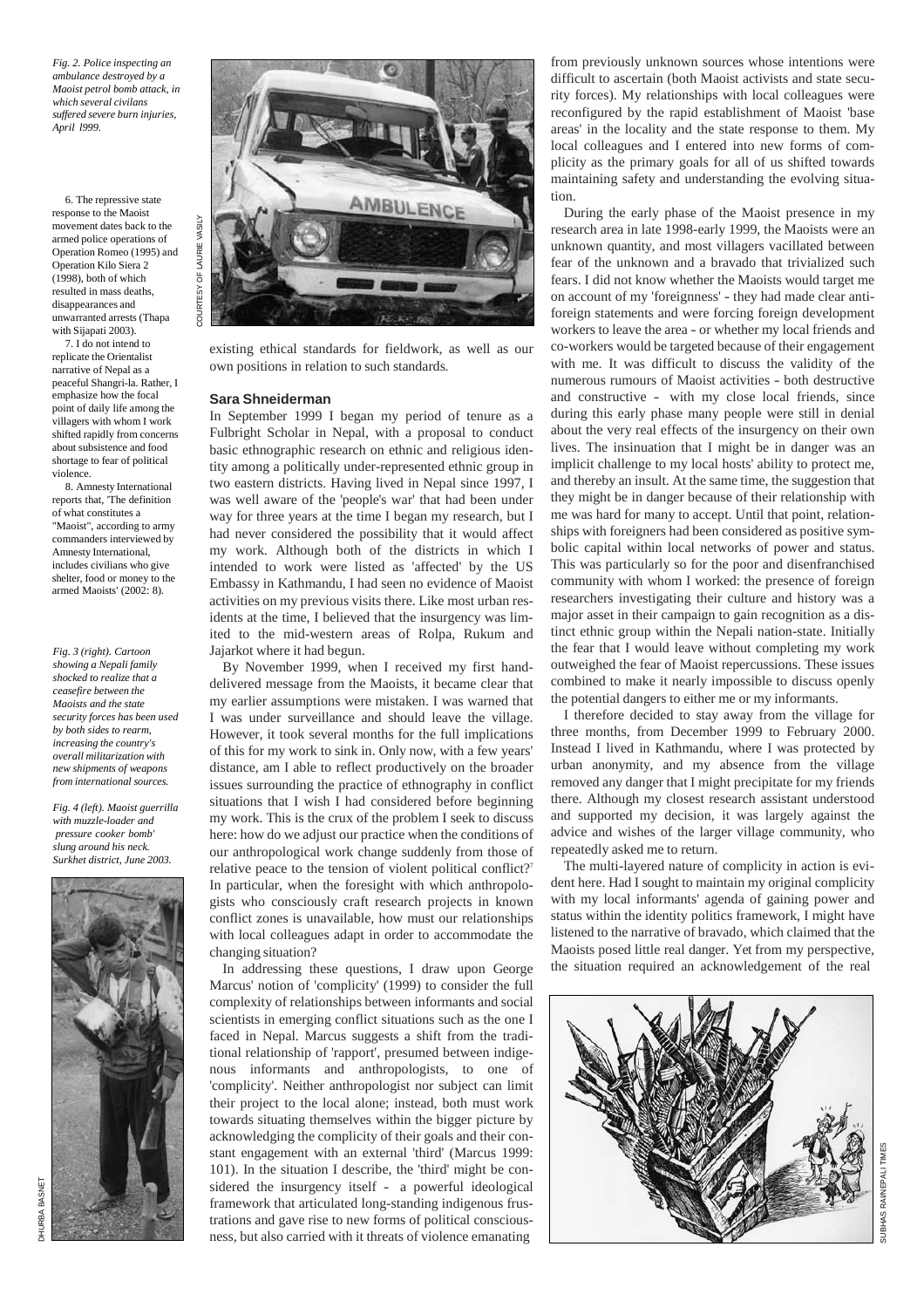*Fig. 2. Police inspecting an ambulance destroyed by a Maoist petrol bomb attack, in which several civilans suffered severe burn injuries, April l999.*

6. The repressive state response to the Maoist movement dates back to the armed police operations of Operation Romeo (1995) and Operation Kilo Siera 2 (1998), both of which resulted in mass deaths, disappearances and unwarranted arrests (Thapa with Sijapati 2003).

7. I do not intend to replicate the Orientalist narrative of Nepal as a peaceful Shangri-la. Rather, I emphasize how the focal point of daily life among the villagers with whom I work shifted rapidly from concerns about subsistence and food shortage to fear of political violence.

8. Amnesty International reports that, 'The definition of what constitutes a "Maoist", according to army commanders interviewed by Amnesty International, includes civilians who give shelter, food or money to the armed Maoists' (2002: 8).

*Fig. 3 (right). Cartoon showing a Nepali family shocked to realize that a ceasefire between the Maoists and the state security forces has been used by both sides to rearm, increasing the country's overall militarization with new shipments of weapons from international sources.*

*Fig. 4 (left). Maoist guerrilla with muzzle-loader and pressure cooker bomb' slung around his neck. Surkhet district, June 2003.*

existing ethical standards for fieldwork, as well as our own positions in relation to such standards.

### Sara Shneiderman

In September 1999 I began my period of tenure as a Fulbright Scholar in Nepal, with a proposal to conduct basic ethnographic research on ethnic and religious identity among a politically under-represented ethnic group in two eastern districts. Having lived in Nepal since 1997, I was well aware of the 'people's war' that had been under way for three years at the time I began my research, but I had never considered the possibility that it would affect my work. Although both of the districts in which I intended to work were listed as 'affected' by the US Embassy in Kathmandu, I had seen no evidence of Maoist activities on my previous visits there. Like most urban residents at the time, I believed that the insurgency was limited to the mid-western areas of Rolpa, Rukum and Jajarkot where it had begun.

By November 1999, when I received my first hand-delivered message from the Maoists, it became clear that my earlier assumptions were mistaken. I was warned that I was under surveillance and should leave the village. However, it took several months for the full implications of this for my work to sink in. Only now, with a few years' distance, am I able to reflect productively on the broader issues surrounding the practice of ethnography in conflict situations that I wish I had considered before beginning my work. This is the crux of the problem I seek to discuss here: how do we adjust our practice when the conditions of our anthropological work change suddenly from those of relative peace to the tension of violent political conflict?[7] In particular, when the foresight with which anthropologists who consciously craft research projects in known conflict zones is unavailable, how must our relationships with local colleagues adapt in order to accommodate the changing situation?

In addressing these questions, I draw upon George Marcus' notion of 'complicity' (1999) to consider the full complexity of relationships between informants and social scientists in emerging conflict situations such as the one I faced in Nepal. Marcus suggests a shift from the traditional relationship of 'rapport', presumed between indigenous informants and anthropologists, to one of 'complicity'. Neither anthropologist nor subject can limit their project to the local alone; instead, both must work towards situating themselves within the bigger picture by acknowledging the complicity of their goals and their constant engagement with an external 'third' (Marcus 1999: 101). In the situation I describe, the 'third' might be considered the insurgency itself - a powerful ideological framework that articulated long-standing indigenous frustrations and gave rise to new forms of political consciousness, but also carried with it threats of violence emanating from previously unknown sources whose intentions were difficult to ascertain (both Maoist activists and state security forces). My relationships with local colleagues were reconfigured by the rapid establishment of Maoist 'base areas' in the locality and the state response to them. My local colleagues and I entered into new forms of complicity as the primary goals for all of us shifted towards maintaining safety and understanding the evolving situation.

During the early phase of the Maoist presence in my research area in late 1998-early 1999, the Maoists were an unknown quantity, and most villagers vacillated between fear of the unknown and a bravado that trivialized such fears. I did not know whether the Maoists would target me on account of my 'foreignness' - they had made clear anti-foreign statements and were forcing foreign development workers to leave the area - or whether my local friends and co-workers would be targeted because of their engagement with me. It was difficult to discuss the validity of the numerous rumours of Maoist activities - both destructive and constructive - with my close local friends, since during this early phase many people were still in denial about the very real effects of the insurgency on their own lives. The insinuation that I might be in danger was an implicit challenge to my local hosts' ability to protect me, and thereby an insult. At the same time, the suggestion that they might be in danger because of their relationship with me was hard for many to accept. Until that point, relationships with foreigners had been considered as positive symbolic capital within local networks of power and status. This was particularly so for the poor and disenfranchised community with whom I worked: the presence of foreign researchers investigating their culture and history was a major asset in their campaign to gain recognition as a distinct ethnic group within the Nepali nation-state. Initially the fear that I would leave without completing my work outweighed the fear of Maoist repercussions. These issues combined to make it nearly impossible to discuss openly the potential dangers to either me or my informants.

I therefore decided to stay away from the village for three months, from December 1999 to February 2000. Instead I lived in Kathmandu, where I was protected by urban anonymity, and my absence from the village removed any danger that I might precipitate for my friends there. Although my closest research assistant understood and supported my decision, it was largely against the advice and wishes of the larger village community, who repeatedly asked me to return.

The multi-layered nature of complicity in action is evident here. Had I sought to maintain my original complicity with my local informants' agenda of gaining power and status within the identity politics framework, I might have listened to the narrative of bravado, which claimed that the Maoists posed little real danger. Yet from my perspective, the situation required an acknowledgement of the real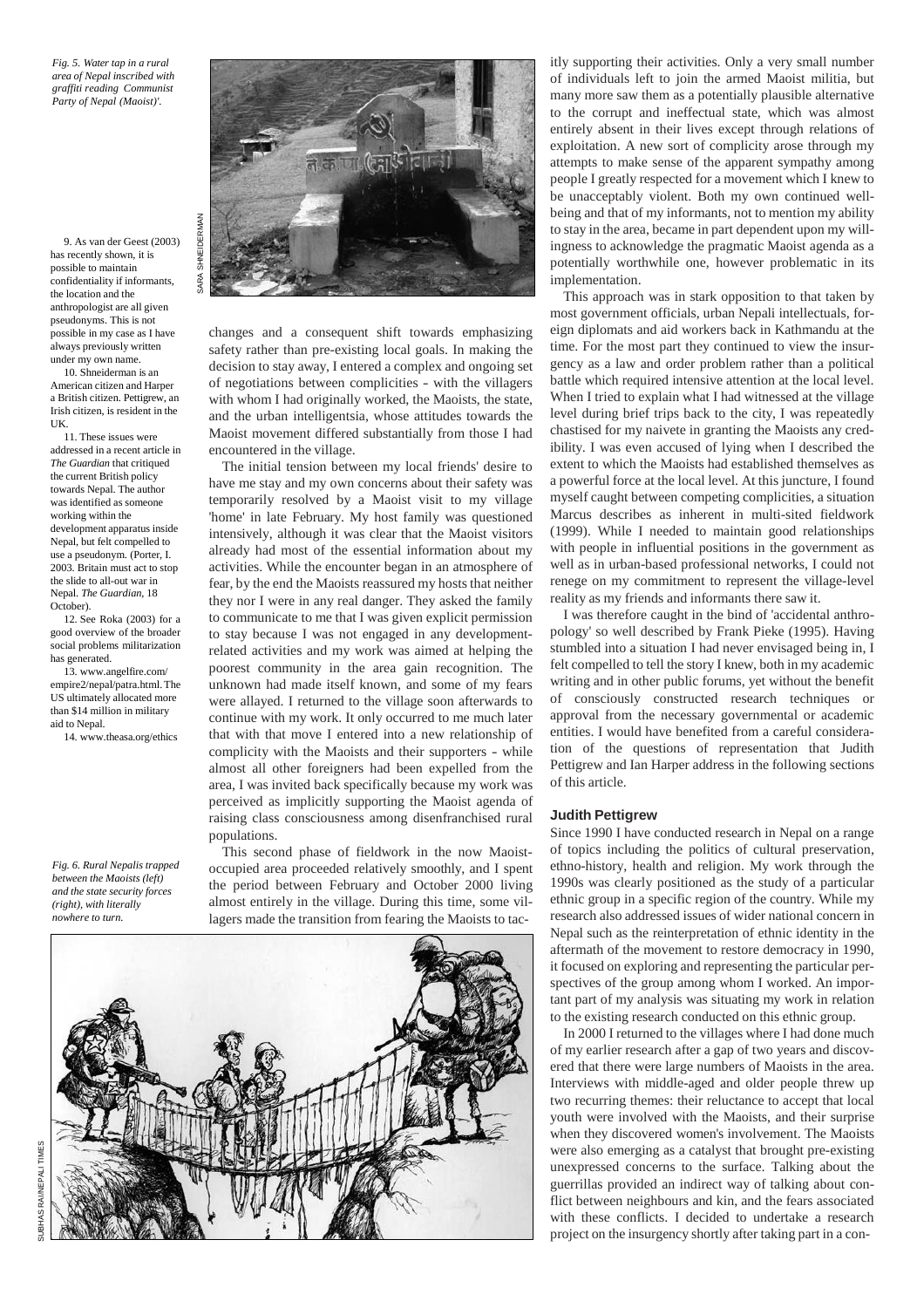Fig. 5. Water tap in a rural area of Nepal inscribed with graffiti reading Communist Party of Nepal (Maoist)'.

SARA SHNEIDERMAN

9. As van der Geest (2003) has recently shown, it is possible to maintain confidentiality if informants, the location and the anthropologist are all given pseudonyms. This is not possible in my case as I have always previously written under my own name.

10. Shneiderman is an American citizen and Harper a British citizen. Pettigrew, an Irish citizen, is resident in the UK.

11. These issues were addressed in a recent article in *The Guardian* that critiqued the current British policy towards Nepal. The author was identified as someone working within the development apparatus inside Nepal, but felt compelled to use a pseudonym. (Porter, I. 2003. Britain must act to stop the slide to all-out war in Nepal. *The Guardian*, 18 October).

12. See Roka (2003) for a good overview of the broader social problems militarization has generated.

13. www.angelfire.com/empire2/nepal/patra.html. The US ultimately allocated more than $14 million in military aid to Nepal.

14. www.theasa.org/ethics

Fig. 6. Rural Nepalis trapped between the Maoists (left) and the state security forces (right), with literally nowhere to turn.

SUBHAS RAI/NEPALI TIMES

changes and a consequent shift towards emphasizing safety rather than pre-existing local goals. In making the decision to stay away, I entered a complex and ongoing set of negotiations between complicities - with the villagers with whom I had originally worked, the Maoists, the state, and the urban intelligentsia, whose attitudes towards the Maoist movement differed substantially from those I had encountered in the village.

The initial tension between my local friends' desire to have me stay and my own concerns about their safety was temporarily resolved by a Maoist visit to my village 'home' in late February. My host family was questioned intensively, although it was clear that the Maoist visitors already had most of the essential information about my activities. While the encounter began in an atmosphere of fear, by the end the Maoists reassured my hosts that neither they nor I were in any real danger. They asked the family to communicate to me that I was given explicit permission to stay because I was not engaged in any development-related activities and my work was aimed at helping the poorest community in the area gain recognition. The unknown had made itself known, and some of my fears were allayed. I returned to the village soon afterwards to continue with my work. It only occurred to me much later that with that move I entered into a new relationship of complicity with the Maoists and their supporters - while almost all other foreigners had been expelled from the area, I was invited back specifically because my work was perceived as implicitly supporting the Maoist agenda of raising class consciousness among disenfranchised rural populations.

This second phase of fieldwork in the now Maoist-occupied area proceeded relatively smoothly, and I spent the period between February and October 2000 living almost entirely in the village. During this time, some villagers made the transition from fearing the Maoists to tacitly supporting their activities. Only a very small number of individuals left to join the armed Maoist militia, but many more saw them as a potentially plausible alternative to the corrupt and ineffectual state, which was almost entirely absent in their lives except through relations of exploitation. A new sort of complicity arose through my attempts to make sense of the apparent sympathy among people I greatly respected for a movement which I knew to be unacceptably violent. Both my own continued well-being and that of my informants, not to mention my ability to stay in the area, became in part dependent upon my willingness to acknowledge the pragmatic Maoist agenda as a potentially worthwhile one, however problematic in its implementation.

This approach was in stark opposition to that taken by most government officials, urban Nepali intellectuals, foreign diplomats and aid workers back in Kathmandu at the time. For the most part they continued to view the insurgency as a law and order problem rather than a political battle which required intensive attention at the local level. When I tried to explain what I had witnessed at the village level during brief trips back to the city, I was repeatedly chastised for my naivete in granting the Maoists any credibility. I was even accused of lying when I described the extent to which the Maoists had established themselves as a powerful force at the local level. At this juncture, I found myself caught between competing complicities, a situation Marcus describes as inherent in multi-sited fieldwork (1999). While I needed to maintain good relationships with people in influential positions in the government as well as in urban-based professional networks, I could not renege on my commitment to represent the village-level reality as my friends and informants there saw it.

I was therefore caught in the bind of 'accidental anthropology' so well described by Frank Pieke (1995). Having stumbled into a situation I had never envisaged being in, I felt compelled to tell the story I knew, both in my academic writing and in other public forums, yet without the benefit of consciously constructed research techniques or approval from the necessary governmental or academic entities. I would have benefited from a careful consideration of the questions of representation that Judith Pettigrew and Ian Harper address in the following sections of this article.

## Judith Pettigrew

Since 1990 I have conducted research in Nepal on a range of topics including the politics of cultural preservation, ethno-history, health and religion. My work through the 1990s was clearly positioned as the study of a particular ethnic group in a specific region of the country. While my research also addressed issues of wider national concern in Nepal such as the reinterpretation of ethnic identity in the aftermath of the movement to restore democracy in 1990, it focused on exploring and representing the particular perspectives of the group among whom I worked. An important part of my analysis was situating my work in relation to the existing research conducted on this ethnic group.

In 2000 I returned to the villages where I had done much of my earlier research after a gap of two years and discovered that there were large numbers of Maoists in the area. Interviews with middle-aged and older people threw up two recurring themes: their reluctance to accept that local youth were involved with the Maoists, and their surprise when they discovered women's involvement. The Maoists were also emerging as a catalyst that brought pre-existing unexpressed concerns to the surface. Talking about the guerrillas provided an indirect way of talking about conflict between neighbours and kin, and the fears associated with these conflicts. I decided to undertake a research project on the insurgency shortly after taking part in a con-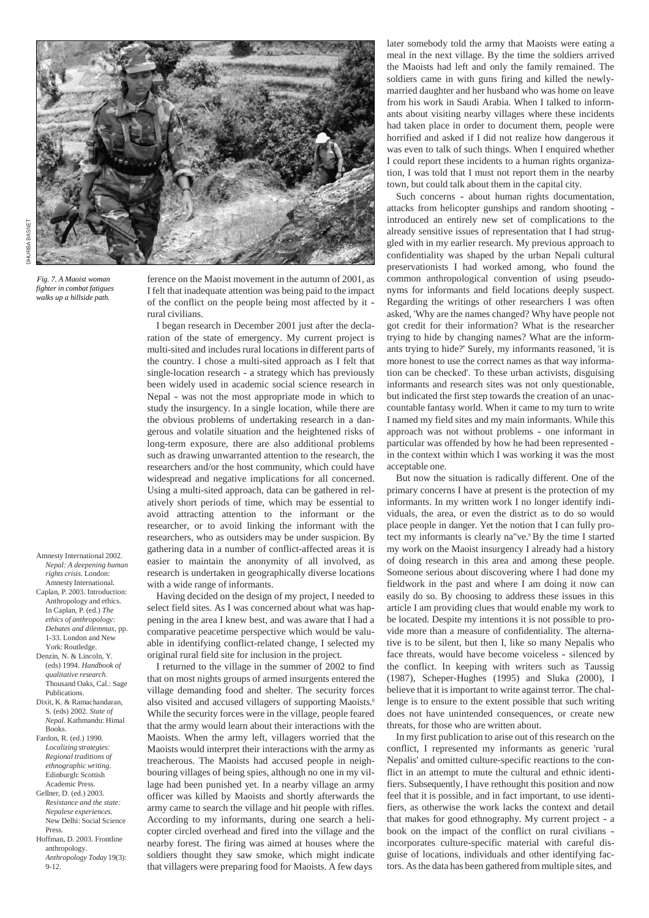*Fig. 7. A Maoist woman fighter in combat fatigues walks up a hillside path.*

ference on the Maoist movement in the autumn of 2001, as I felt that inadequate attention was being paid to the impact of the conflict on the people being most affected by it - rural civilians.

I began research in December 2001 just after the declaration of the state of emergency. My current project is multi-sited and includes rural locations in different parts of the country. I chose a multi-sited approach as I felt that single-location research - a strategy which has previously been widely used in academic social science research in Nepal - was not the most appropriate mode in which to study the insurgency. In a single location, while there are the obvious problems of undertaking research in a dangerous and volatile situation and the heightened risks of long-term exposure, there are also additional problems such as drawing unwarranted attention to the research, the researchers and/or the host community, which could have widespread and negative implications for all concerned. Using a multi-sited approach, data can be gathered in relatively short periods of time, which may be essential to avoid attracting attention to the informant or the researcher, or to avoid linking the informant with the researchers, who as outsiders may be under suspicion. By gathering data in a number of conflict-affected areas it is easier to maintain the anonymity of all involved, as research is undertaken in geographically diverse locations with a wide range of informants.

Having decided on the design of my project, I needed to select field sites. As I was concerned about what was happening in the area I knew best, and was aware that I had a comparative peacetime perspective which would be valuable in identifying conflict-related change, I selected my original rural field site for inclusion in the project.

I returned to the village in the summer of 2002 to find that on most nights groups of armed insurgents entered the village demanding food and shelter. The security forces also visited and accused villagers of supporting Maoists.[8] While the security forces were in the village, people feared that the army would learn about their interactions with the Maoists. When the army left, villagers worried that the Maoists would interpret their interactions with the army as treacherous. The Maoists had accused people in neighbouring villages of being spies, although no one in my village had been punished yet. In a nearby village an army officer was killed by Maoists and shortly afterwards the army came to search the village and hit people with rifles. According to my informants, during one search a helicopter circled overhead and fired into the village and the nearby forest. The firing was aimed at houses where the soldiers thought they saw smoke, which might indicate that villagers were preparing food for Maoists. A few days later somebody told the army that Maoists were eating a meal in the next village. By the time the soldiers arrived the Maoists had left and only the family remained. The soldiers came in with guns firing and killed the newly-married daughter and her husband who was home on leave from his work in Saudi Arabia. When I talked to informants about visiting nearby villages where these incidents had taken place in order to document them, people were horrified and asked if I did not realize how dangerous it was even to talk of such things. When I enquired whether I could report these incidents to a human rights organization, I was told that I must not report them in the nearby town, but could talk about them in the capital city.

Such concerns - about human rights documentation, attacks from helicopter gunships and random shooting - introduced an entirely new set of complications to the already sensitive issues of representation that I had struggled with in my earlier research. My previous approach to confidentiality was shaped by the urban Nepali cultural preservationists I had worked among, who found the common anthropological convention of using pseudonyms for informants and field locations deeply suspect. Regarding the writings of other researchers I was often asked, 'Why are the names changed? Why have people not got credit for their information? What is the researcher trying to hide by changing names? What are the informants trying to hide?' Surely, my informants reasoned, 'it is more honest to use the correct names as that way information can be checked'. To these urban activists, disguising informants and research sites was not only questionable, but indicated the first step towards the creation of an unaccountable fantasy world. When it came to my turn to write I named my field sites and my main informants. While this approach was not without problems - one informant in particular was offended by how he had been represented - in the context within which I was working it was the most acceptable one.

But now the situation is radically different. One of the primary concerns I have at present is the protection of my informants. In my written work I no longer identify individuals, the area, or even the district as to do so would place people in danger. Yet the notion that I can fully protect my informants is clearly naïve.[9] By the time I started my work on the Maoist insurgency I already had a history of doing research in this area and among these people. Someone serious about discovering where I had done my fieldwork in the past and where I am doing it now can easily do so. By choosing to address these issues in this article I am providing clues that would enable my work to be located. Despite my intentions it is not possible to provide more than a measure of confidentiality. The alternative is to be silent, but then I, like so many Nepalis who face threats, would have become voiceless - silenced by the conflict. In keeping with writers such as Taussig (1987), Scheper-Hughes (1995) and Sluka (2000), I believe that it is important to write against terror. The challenge is to ensure to the extent possible that such writing does not have unintended consequences, or create new threats, for those who are written about.

In my first publication to arise out of this research on the conflict, I represented my informants as generic 'rural Nepalis' and omitted culture-specific reactions to the conflict in an attempt to mute the cultural and ethnic identifiers. Subsequently, I have rethought this position and now feel that it is possible, and in fact important, to use identifiers, as otherwise the work lacks the context and detail that makes for good ethnography. My current project - a book on the impact of the conflict on rural civilians - incorporates culture-specific material with careful disguise of locations, individuals and other identifying factors. As the data has been gathered from multiple sites, and

Amnesty International 2002. *Nepal: A deepening human rights crisis*. London: Amnesty International.

Caplan, P. 2003. Introduction: Anthropology and ethics. In Caplan, P. (ed.) *The ethics of anthropology: Debates and dilemmas*, pp. 1-33. London and New York: Routledge.

Denzin, N. & Lincoln, Y. (eds) 1994. *Handbook of qualitative research*. Thousand Oaks, Cal.: Sage Publications.

Dixit, K. & Ramachandaran, S. (eds) 2002. *State of Nepal*. Kathmandu: Himal Books.

Fardon, R. (ed.) 1990. *Localizing strategies: Regional traditions of ethnographic writing*. Edinburgh: Scottish Academic Press.

Gellner, D. (ed.) 2003. *Resistance and the state: Nepalese experiences*. New Delhi: Social Science Press.

Hoffman, D. 2003. Frontline anthropology. *Anthropology Today* 19(3): 9-12.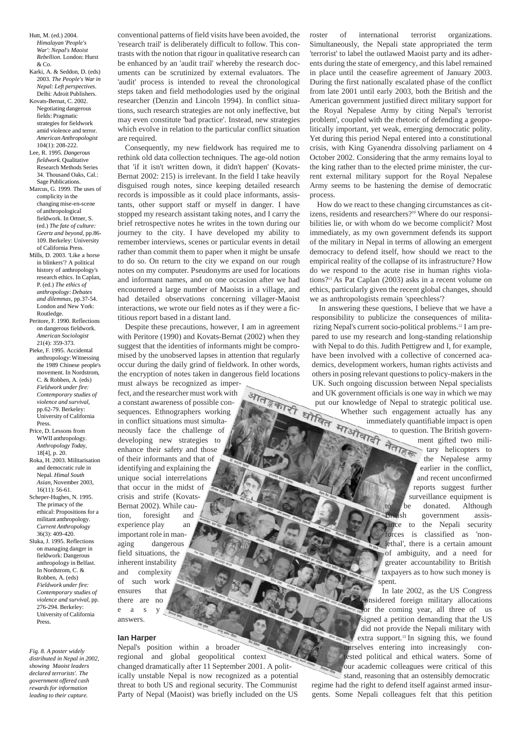Hutt, M. (ed.) 2004. *Himalayan 'People's War': Nepal's Maoist Rebellion*. London: Hurst & Co.

Karki, A. & Seddon, D. (eds) 2003. *The People's War in Nepal: Left perspectives*. Delhi: Adroit Publishers.

Kovats-Bernat, C. 2002. Negotiating dangerous fields: Pragmatic strategies for fieldwork amid violence and terror. *American Anthropologist* 104(1): 208-222.

Lee, R. 1995. *Dangerous fieldwork*. Qualitative Research Methods Series 34. Thousand Oaks, Cal.: Sage Publications.

Marcus, G. 1999. The uses of complicity in the changing mise-en-scene of anthropological fieldwork. In Ortner, S. (ed.) *The fate of culture: Geertz and beyond*, pp.86-109. Berkeley: University of California Press.

Mills, D. 2003. 'Like a horse in blinkers'? A political history of anthropology's research ethics. In Caplan, P. (ed.) *The ethics of anthropology: Debates and dilemmas*, pp.37-54. London and New York: Routledge.

Peritore, F. 1990. Reflections on dangerous fieldwork. *American Sociologist* 21(4): 359-373.

Pieke, F. 1995. Accidental anthropology: Witnessing the 1989 Chinese people's movement. In Nordstrom, C. & Robben, A. (eds) *Fieldwork under fire: Contemporary studies of violence and survival*, pp.62-79. Berkeley: University of California Press.

Price, D. Lessons from WWII anthropology. *Anthropology Today*, 18[4], p. 20.

Roka, H. 2003. Militarisation and democratic rule in Nepal. *Himal South Asian*, November 2003, 16(11): 56-61.

Scheper-Hughes, N. 1995. The primacy of the ethical: Propositions for a militant anthropology. *Current Anthropology* 36(3): 409-420.

Sluka, J. 1995. Reflections on managing danger in fieldwork: Dangerous anthropology in Belfast. In Nordstrom, C. & Robben, A. (eds) *Fieldwork under fire: Contemporary studies of violence and survival*, pp. 276-294. Berkeley: University of California Press.

*Fig. 8. A poster widely distributed in Nepal in 2002, showing Maoist leaders declared terrorists'. The government offered cash rewards for information leading to their capture.*

conventional patterns of field visits have been avoided, the 'research trail' is deliberately difficult to follow. This contrasts with the notion that rigour in qualitative research can be enhanced by an 'audit trail' whereby the research documents can be scrutinized by external evaluators. The 'audit' process is intended to reveal the chronological steps taken and field methodologies used by the original researcher (Denzin and Lincoln 1994). In conflict situations, such research strategies are not only ineffective, but may even constitute 'bad practice'. Instead, new strategies which evolve in relation to the particular conflict situation are required.

Consequently, my new fieldwork has required me to rethink old data collection techniques. The age-old notion that 'if it isn't written down, it didn't happen' (Kovats-Bernat 2002: 215) is irrelevant. In the field I take heavily disguised rough notes, since keeping detailed research records is impossible as it could place informants, assistants, other support staff or myself in danger. I have stopped my research assistant taking notes, and I carry the brief retrospective notes he writes in the town during our journey to the city. I have developed my ability to remember interviews, scenes or particular events in detail rather than commit them to paper when it might be unsafe to do so. On return to the city we expand on our rough notes on my computer. Pseudonyms are used for locations and informant names, and on one occasion after we had encountered a large number of Maoists in a village, and had detailed observations concerning villager-Maoist interactions, we wrote our field notes as if they were a fictitious report based in a distant land.

Despite these precautions, however, I am in agreement with Peritore (1990) and Kovats-Bernat (2002) when they suggest that the identities of informants might be compromised by the unobserved lapses in attention that regularly occur during the daily grind of fieldwork. In other words, the encryption of notes taken in dangerous field locations must always be recognized as imperfect, and the researcher must work with a constant awareness of possible consequences. Ethnographers working in conflict situations must simultaneously face the challenge of developing new strategies to enhance their safety and those of their informants and that of identifying and explaining the unique social interrelations that occur in the midst of crisis and strife (Kovats-Bernat 2002). While caution, foresight and experience play an important role in managing dangerous field situations, the inherent instability and complexity of such work ensures that there are no easy answers.

**Ian Harper**

Nepal's position within a broader regional and global geopolitical context changed dramatically after 11 September 2001. A politically unstable Nepal is now recognized as a potential threat to both US and regional security. The Communist Party of Nepal (Maoist) was briefly included on the US roster of international terrorist organizations. Simultaneously, the Nepali state appropriated the term 'terrorist' to label the outlawed Maoist party and its adherents during the state of emergency, and this label remained in place until the ceasefire agreement of January 2003. During the first nationally escalated phase of the conflict from late 2001 until early 2003, both the British and the American government justified direct military support for the Royal Nepalese Army by citing Nepal's 'terrorist problem', coupled with the rhetoric of defending a geopolitically important, yet weak, emerging democratic polity. Yet during this period Nepal entered into a constitutional crisis, with King Gyanendra dissolving parliament on 4 October 2002. Considering that the army remains loyal to the king rather than to the elected prime minister, the current external military support for the Royal Nepalese Army seems to be hastening the demise of democratic process.

How do we react to these changing circumstances as citizens, residents and researchers?[10] Where do our responsibilities lie, or with whom do we become complicit? Most immediately, as my own government defends its support of the military in Nepal in terms of allowing an emergent democracy to defend itself, how should we react to the empirical reality of the collapse of its infrastructure? How do we respond to the acute rise in human rights violations?[11] As Pat Caplan (2003) asks in a recent volume on ethics, particularly given the recent global changes, should we as anthropologists remain 'speechless'?

In answering these questions, I believe that we have a responsibility to publicize the consequences of militarizing Nepal's current socio-political problems.[12] I am prepared to use my research and long-standing relationship with Nepal to do this. Judith Pettigrew and I, for example, have been involved with a collective of concerned academics, development workers, human rights activists and others in posing relevant questions to policy-makers in the UK. Such ongoing discussion between Nepal specialists and UK government officials is one way in which we may put our knowledge of Nepal to strategic political use.

Whether such engagement actually has any immediately quantifiable impact is open to question. The British government gifted two military helicopters to the Nepalese army earlier in the conflict, and recent unconfirmed reports suggest further surveillance equipment is to be donated. Although British government assistance to the Nepali security forces is classified as 'non-lethal', there is a certain amount of ambiguity, and a need for greater accountability to British taxpayers as to how such money is spent.

In late 2002, as the US Congress considered foreign military allocations for the coming year, all three of us signed a petition demanding that the US did not provide the Nepali military with extra support.[13] In signing this, we found ourselves entering into increasingly contested political and ethical waters. Some of our academic colleagues were critical of this stand, reasoning that an ostensibly democratic regime had the right to defend itself against armed insurgents. Some Nepali colleagues felt that this petition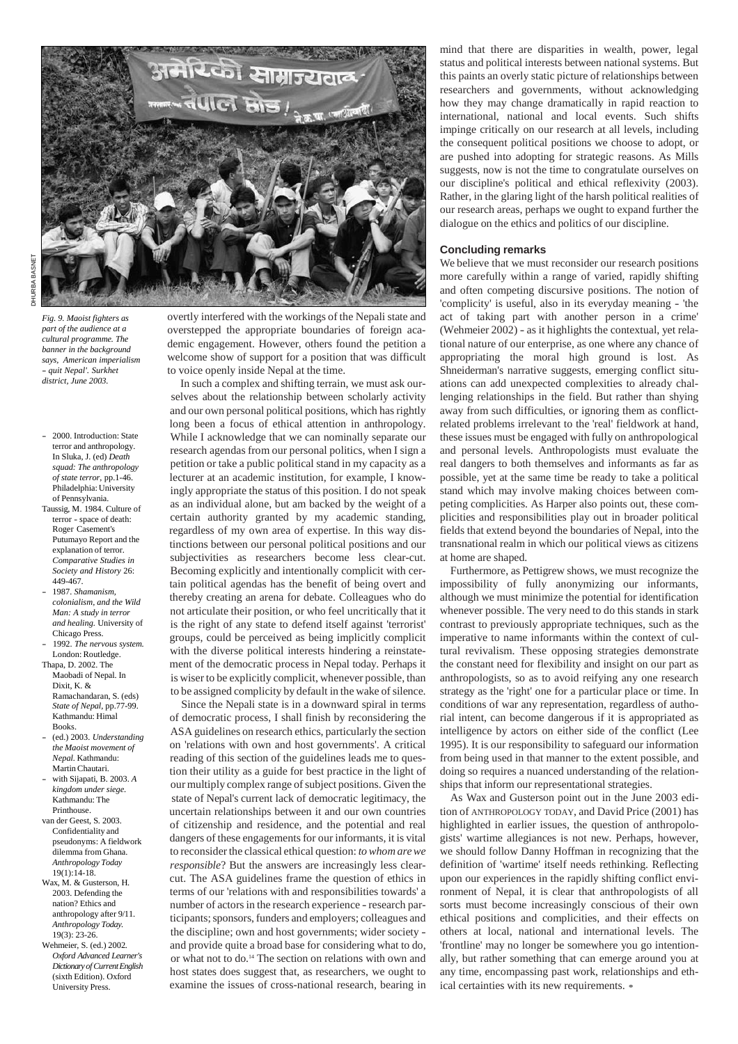Fig. 9. Maoist fighters as part of the audience at a cultural programme. The banner in the background says, American imperialism – quit Nepal'. Surkhet district, June 2003.

overtly interfered with the workings of the Nepali state and overstepped the appropriate boundaries of foreign academic engagement. However, others found the petition a welcome show of support for a position that was difficult to voice openly inside Nepal at the time.

In such a complex and shifting terrain, we must ask ourselves about the relationship between scholarly activity and our own personal political positions, which has rightly long been a focus of ethical attention in anthropology. While I acknowledge that we can nominally separate our research agendas from our personal politics, when I sign a petition or take a public political stand in my capacity as a lecturer at an academic institution, for example, I knowingly appropriate the status of this position. I do not speak as an individual alone, but am backed by the weight of a certain authority granted by my academic standing, regardless of my own area of expertise. In this way distinctions between our personal political positions and our subjectivities as researchers become less clear-cut. Becoming explicitly and intentionally complicit with certain political agendas has the benefit of being overt and thereby creating an arena for debate. Colleagues who do not articulate their position, or who feel uncritically that it is the right of any state to defend itself against 'terrorist' groups, could be perceived as being implicitly complicit with the diverse political interests hindering a reinstatement of the democratic process in Nepal today. Perhaps it is wiser to be explicitly complicit, whenever possible, than to be assigned complicity by default in the wake of silence.

Since the Nepali state is in a downward spiral in terms of democratic process, I shall finish by reconsidering the ASA guidelines on research ethics, particularly the section on 'relations with own and host governments'. A critical reading of this section of the guidelines leads me to question their utility as a guide for best practice in the light of our multiply complex range of subject positions. Given the state of Nepal's current lack of democratic legitimacy, the uncertain relationships between it and our own countries of citizenship and residence, and the potential and real dangers of these engagements for our informants, it is vital to reconsider the classical ethical question: *to whom are we responsible*? But the answers are increasingly less clear-cut. The ASA guidelines frame the question of ethics in terms of our 'relations with and responsibilities towards' a number of actors in the research experience - research participants; sponsors, funders and employers; colleagues and the discipline; own and host governments; wider society - and provide quite a broad base for considering what to do, or what not to do.[14] The section on relations with own and host states does suggest that, as researchers, we ought to examine the issues of cross-national research, bearing in mind that there are disparities in wealth, power, legal status and political interests between national systems. But this paints an overly static picture of relationships between researchers and governments, without acknowledging how they may change dramatically in rapid reaction to international, national and local events. Such shifts impinge critically on our research at all levels, including the consequent political positions we choose to adopt, or are pushed into adopting for strategic reasons. As Mills suggests, now is not the time to congratulate ourselves on our discipline's political and ethical reflexivity (2003). Rather, in the glaring light of the harsh political realities of our research areas, perhaps we ought to expand further the dialogue on the ethics and politics of our discipline.

### Concluding remarks

We believe that we must reconsider our research positions more carefully within a range of varied, rapidly shifting and often competing discursive positions. The notion of 'complicity' is useful, also in its everyday meaning - 'the act of taking part with another person in a crime' (Wehmeier 2002) - as it highlights the contextual, yet relational nature of our enterprise, as one where any chance of appropriating the moral high ground is lost. As Shneiderman's narrative suggests, emerging conflict situations can add unexpected complexities to already challenging relationships in the field. But rather than shying away from such difficulties, or ignoring them as conflict-related problems irrelevant to the 'real' fieldwork at hand, these issues must be engaged with fully on anthropological and personal levels. Anthropologists must evaluate the real dangers to both themselves and informants as far as possible, yet at the same time be ready to take a political stand which may involve making choices between competing complicities. As Harper also points out, these complicities and responsibilities play out in broader political fields that extend beyond the boundaries of Nepal, into the transnational realm in which our political views as citizens at home are shaped.

Furthermore, as Pettigrew shows, we must recognize the impossibility of fully anonymizing our informants, although we must minimize the potential for identification whenever possible. The very need to do this stands in stark contrast to previously appropriate techniques, such as the imperative to name informants within the context of cultural revivalism. These opposing strategies demonstrate the constant need for flexibility and insight on our part as anthropologists, so as to avoid reifying any one research strategy as the 'right' one for a particular place or time. In conditions of war any representation, regardless of authorial intent, can become dangerous if it is appropriated as intelligence by actors on either side of the conflict (Lee 1995). It is our responsibility to safeguard our information from being used in that manner to the extent possible, and doing so requires a nuanced understanding of the relationships that inform our representational strategies.

As Wax and Gusterson point out in the June 2003 edition of ANTHROPOLOGY TODAY, and David Price (2001) has highlighted in earlier issues, the question of anthropologists' wartime allegiances is not new. Perhaps, however, we should follow Danny Hoffman in recognizing that the definition of 'wartime' itself needs rethinking. Reflecting upon our experiences in the rapidly shifting conflict environment of Nepal, it is clear that anthropologists of all sorts must become increasingly conscious of their own ethical positions and complicities, and their effects on others at local, national and international levels. The 'frontline' may no longer be somewhere you go intentionally, but rather something that can emerge around you at any time, encompassing past work, relationships and ethical certainties with its new requirements. •

- 2000. Introduction: State terror and anthropology. In Sluka, J. (ed) *Death squad: The anthropology of state terror*, pp.1-46. Philadelphia: University of Pennsylvania.

Taussig, M. 1984. Culture of terror - space of death: Roger Casement's Putumayo Report and the explanation of terror. *Comparative Studies in Society and History* 26: 449-467.

- 1987. *Shamanism, colonialism, and the Wild Man: A study in terror and healing.* University of Chicago Press.

- 1992. *The nervous system.* London: Routledge.

Thapa, D. 2002. The Maobadi of Nepal. In Dixit, K. & Ramachandaran, S. (eds) *State of Nepal*, pp.77-99. Kathmandu: Himal Books.

- (ed.) 2003. *Understanding the Maoist movement of Nepal.* Kathmandu: Martin Chautari.

- with Sijapati, B. 2003. *A kingdom under siege.* Kathmandu: The Printhouse.

van der Geest, S. 2003. Confidentiality and pseudonyms: A fieldwork dilemma from Ghana. *Anthropology Today* 19(1):14-18.

Wax, M. & Gusterson, H. 2003. Defending the nation? Ethics and anthropology after 9/11. *Anthropology Today.* 19(3): 23-26.

Wehmeier, S. (ed.) 2002. *Oxford Advanced Learner's Dictionary of Current English* (sixth Edition). Oxford University Press.